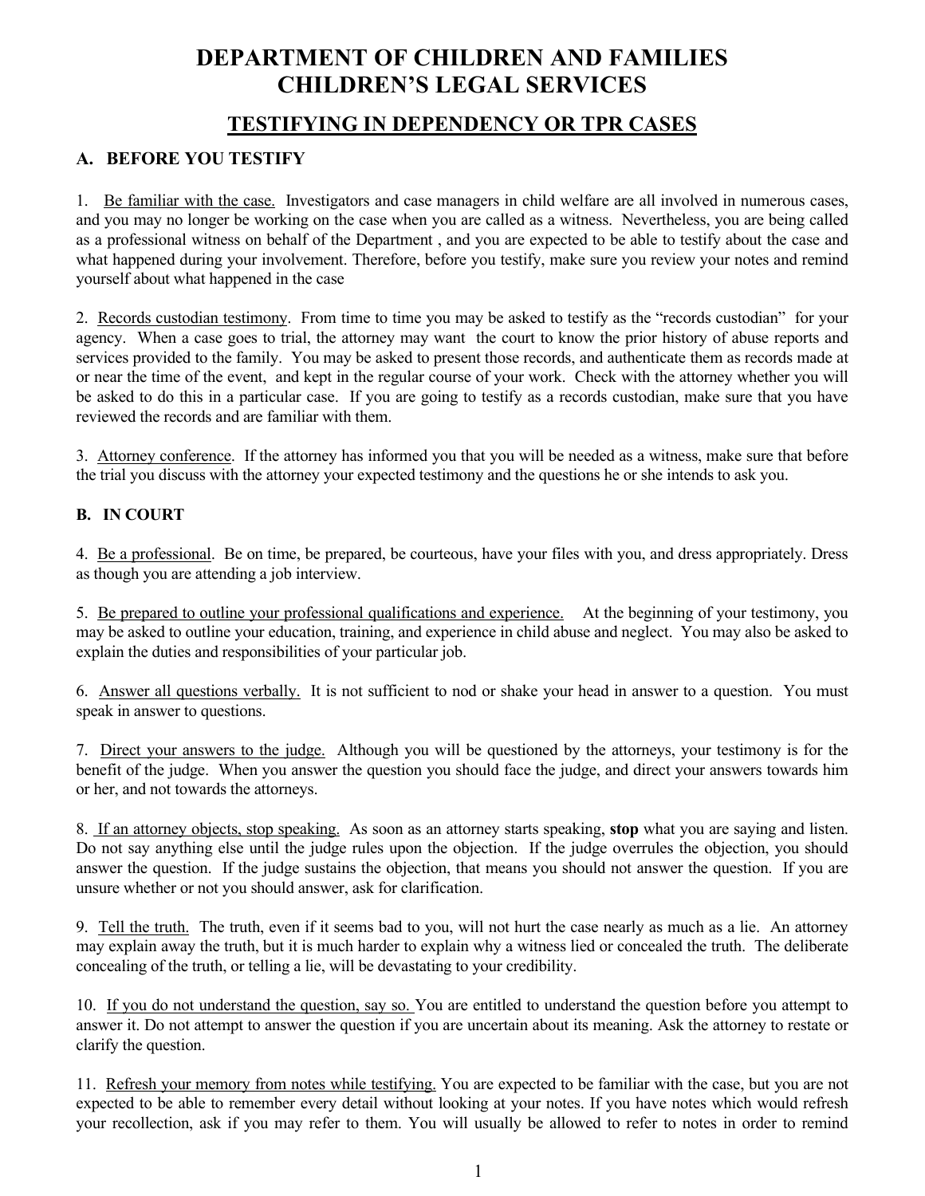# DEPARTMENT OF CHILDREN AND FAMILIES
# CHILDREN'S LEGAL SERVICES

## TESTIFYING IN DEPENDENCY OR TPR CASES

### A. BEFORE YOU TESTIFY

1. Be familiar with the case. Investigators and case managers in child welfare are all involved in numerous cases, and you may no longer be working on the case when you are called as a witness. Nevertheless, you are being called as a professional witness on behalf of the Department , and you are expected to be able to testify about the case and what happened during your involvement. Therefore, before you testify, make sure you review your notes and remind yourself about what happened in the case

2. Records custodian testimony. From time to time you may be asked to testify as the "records custodian" for your agency. When a case goes to trial, the attorney may want the court to know the prior history of abuse reports and services provided to the family. You may be asked to present those records, and authenticate them as records made at or near the time of the event, and kept in the regular course of your work. Check with the attorney whether you will be asked to do this in a particular case. If you are going to testify as a records custodian, make sure that you have reviewed the records and are familiar with them.

3. Attorney conference. If the attorney has informed you that you will be needed as a witness, make sure that before the trial you discuss with the attorney your expected testimony and the questions he or she intends to ask you.

### B. IN COURT

4. Be a professional. Be on time, be prepared, be courteous, have your files with you, and dress appropriately. Dress as though you are attending a job interview.

5. Be prepared to outline your professional qualifications and experience. At the beginning of your testimony, you may be asked to outline your education, training, and experience in child abuse and neglect. You may also be asked to explain the duties and responsibilities of your particular job.

6. Answer all questions verbally. It is not sufficient to nod or shake your head in answer to a question. You must speak in answer to questions.

7. Direct your answers to the judge. Although you will be questioned by the attorneys, your testimony is for the benefit of the judge. When you answer the question you should face the judge, and direct your answers towards him or her, and not towards the attorneys.

8. If an attorney objects, stop speaking. As soon as an attorney starts speaking, **stop** what you are saying and listen. Do not say anything else until the judge rules upon the objection. If the judge overrules the objection, you should answer the question. If the judge sustains the objection, that means you should not answer the question. If you are unsure whether or not you should answer, ask for clarification.

9. Tell the truth. The truth, even if it seems bad to you, will not hurt the case nearly as much as a lie. An attorney may explain away the truth, but it is much harder to explain why a witness lied or concealed the truth. The deliberate concealing of the truth, or telling a lie, will be devastating to your credibility.

10. If you do not understand the question, say so. You are entitled to understand the question before you attempt to answer it. Do not attempt to answer the question if you are uncertain about its meaning. Ask the attorney to restate or clarify the question.

11. Refresh your memory from notes while testifying. You are expected to be familiar with the case, but you are not expected to be able to remember every detail without looking at your notes. If you have notes which would refresh your recollection, ask if you may refer to them. You will usually be allowed to refer to notes in order to remind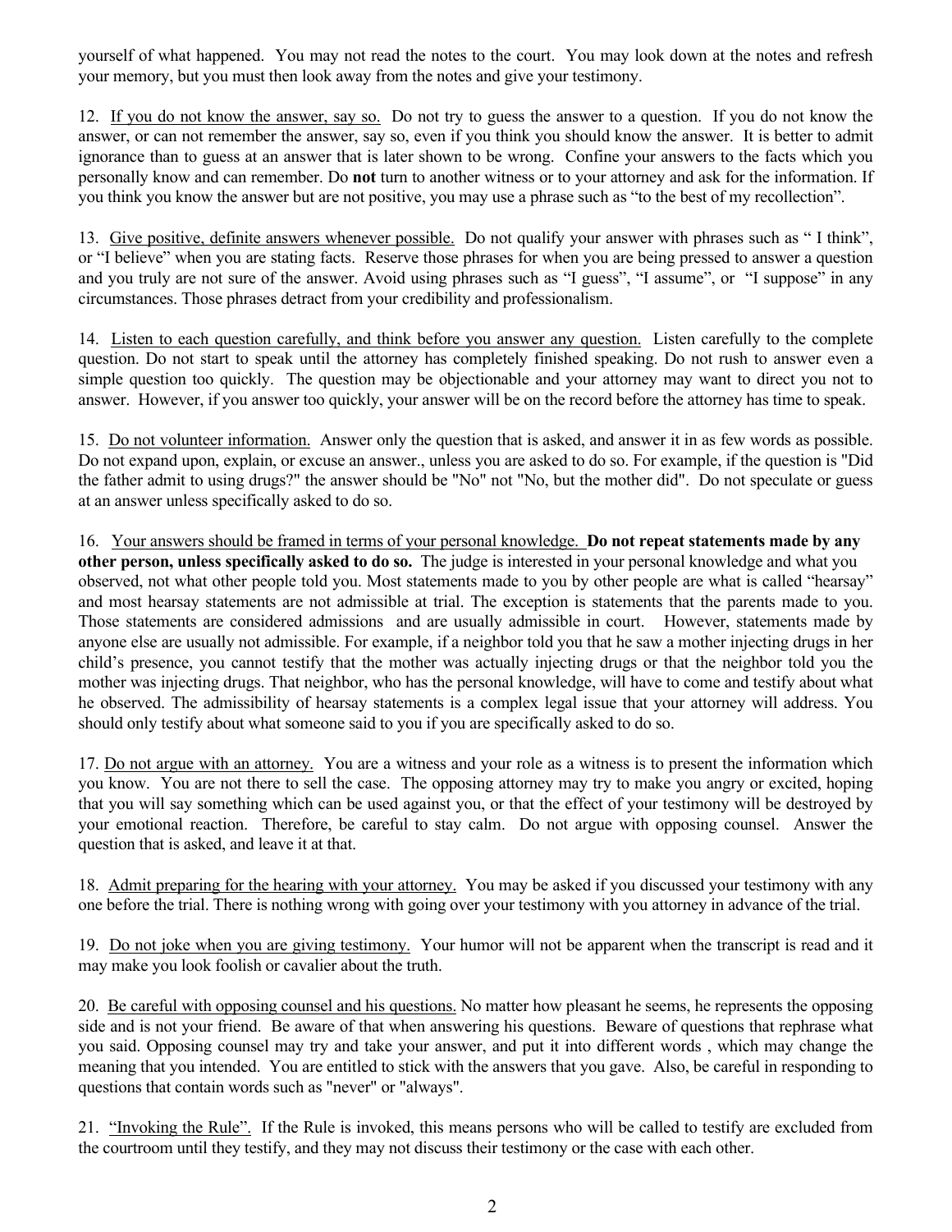yourself of what happened. You may not read the notes to the court. You may look down at the notes and refresh your memory, but you must then look away from the notes and give your testimony.

12. <u>If you do not know the answer, say so.</u> Do not try to guess the answer to a question. If you do not know the answer, or can not remember the answer, say so, even if you think you should know the answer. It is better to admit ignorance than to guess at an answer that is later shown to be wrong. Confine your answers to the facts which you personally know and can remember. Do **not** turn to another witness or to your attorney and ask for the information. If you think you know the answer but are not positive, you may use a phrase such as "to the best of my recollection".

13. <u>Give positive, definite answers whenever possible.</u> Do not qualify your answer with phrases such as " I think", or "I believe" when you are stating facts. Reserve those phrases for when you are being pressed to answer a question and you truly are not sure of the answer. Avoid using phrases such as "I guess", "I assume", or "I suppose" in any circumstances. Those phrases detract from your credibility and professionalism.

14. <u>Listen to each question carefully, and think before you answer any question.</u> Listen carefully to the complete question. Do not start to speak until the attorney has completely finished speaking. Do not rush to answer even a simple question too quickly. The question may be objectionable and your attorney may want to direct you not to answer. However, if you answer too quickly, your answer will be on the record before the attorney has time to speak.

15. <u>Do not volunteer information.</u> Answer only the question that is asked, and answer it in as few words as possible. Do not expand upon, explain, or excuse an answer., unless you are asked to do so. For example, if the question is "Did the father admit to using drugs?" the answer should be "No" not "No, but the mother did". Do not speculate or guess at an answer unless specifically asked to do so.

16. <u>Your answers should be framed in terms of your personal knowledge.</u> **Do not repeat statements made by any other person, unless specifically asked to do so.** The judge is interested in your personal knowledge and what you observed, not what other people told you. Most statements made to you by other people are what is called "hearsay" and most hearsay statements are not admissible at trial. The exception is statements that the parents made to you. Those statements are considered admissions and are usually admissible in court. However, statements made by anyone else are usually not admissible. For example, if a neighbor told you that he saw a mother injecting drugs in her child's presence, you cannot testify that the mother was actually injecting drugs or that the neighbor told you the mother was injecting drugs. That neighbor, who has the personal knowledge, will have to come and testify about what he observed. The admissibility of hearsay statements is a complex legal issue that your attorney will address. You should only testify about what someone said to you if you are specifically asked to do so.

17. <u>Do not argue with an attorney.</u> You are a witness and your role as a witness is to present the information which you know. You are not there to sell the case. The opposing attorney may try to make you angry or excited, hoping that you will say something which can be used against you, or that the effect of your testimony will be destroyed by your emotional reaction. Therefore, be careful to stay calm. Do not argue with opposing counsel. Answer the question that is asked, and leave it at that.

18. <u>Admit preparing for the hearing with your attorney.</u> You may be asked if you discussed your testimony with any one before the trial. There is nothing wrong with going over your testimony with you attorney in advance of the trial.

19. <u>Do not joke when you are giving testimony.</u> Your humor will not be apparent when the transcript is read and it may make you look foolish or cavalier about the truth.

20. <u>Be careful with opposing counsel and his questions.</u> No matter how pleasant he seems, he represents the opposing side and is not your friend. Be aware of that when answering his questions. Beware of questions that rephrase what you said. Opposing counsel may try and take your answer, and put it into different words , which may change the meaning that you intended. You are entitled to stick with the answers that you gave. Also, be careful in responding to questions that contain words such as "never" or "always".

21. <u>"Invoking the Rule".</u> If the Rule is invoked, this means persons who will be called to testify are excluded from the courtroom until they testify, and they may not discuss their testimony or the case with each other.